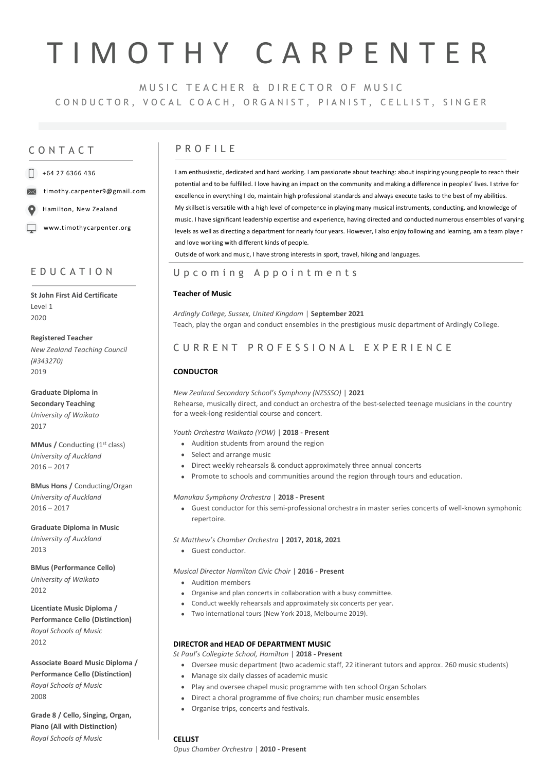# TIMOTHY CARPENTER

MUSIC TEACHER & DIRECTOR OF MUSIC

CONDUCTOR, VOCAL COACH, ORGANIST, PIANIST, CELLIST, SINGER

## CONTACT

+64 27 6366 436

timothy.carpenter9@gmail.com

Hamilton, New Zealand

www.timothycarpenter.org

## EDUCATION

**St John First Aid Certificate**
Level 1
2020

**Registered Teacher**
*New Zealand Teaching Council (#343270)*
2019

**Graduate Diploma in Secondary Teaching**
*University of Waikato*
2017

**MMus /** Conducting (1st class)
*University of Auckland*
2016 – 2017

**BMus Hons /** Conducting/Organ
*University of Auckland*
2016 – 2017

**Graduate Diploma in Music**
*University of Auckland*
2013

**BMus (Performance Cello)**
*University of Waikato*
2012

**Licentiate Music Diploma / Performance Cello (Distinction)**
*Royal Schools of Music*
2012

**Associate Board Music Diploma / Performance Cello (Distinction)**
*Royal Schools of Music*
2008

**Grade 8 / Cello, Singing, Organ, Piano (All with Distinction)**
*Royal Schools of Music*

## PROFILE

I am enthusiastic, dedicated and hard working. I am passionate about teaching: about inspiring young people to reach their potential and to be fulfilled. I love having an impact on the community and making a difference in peoples' lives. I strive for excellence in everything I do, maintain high professional standards and always execute tasks to the best of my abilities. My skillset is versatile with a high level of competence in playing many musical instruments, conducting, and knowledge of music. I have significant leadership expertise and experience, having directed and conducted numerous ensembles of varying levels as well as directing a department for nearly four years. However, I also enjoy following and learning, am a team player and love working with different kinds of people.

Outside of work and music, I have strong interests in sport, travel, hiking and languages.

## Upcoming Appointments

**Teacher of Music**

*Ardingly College, Sussex, United Kingdom* | **September 2021**

Teach, play the organ and conduct ensembles in the prestigious music department of Ardingly College.

## CURRENT PROFESSIONAL EXPERIENCE

### CONDUCTOR

*New Zealand Secondary School's Symphony (NZSSSO)* | **2021**

Rehearse, musically direct, and conduct an orchestra of the best-selected teenage musicians in the country for a week-long residential course and concert.

*Youth Orchestra Waikato (YOW)* | **2018 - Present**

- Audition students from around the region
- Select and arrange music
- Direct weekly rehearsals & conduct approximately three annual concerts
- Promote to schools and communities around the region through tours and education.

*Manukau Symphony Orchestra* | **2018 - Present**

- Guest conductor for this semi-professional orchestra in master series concerts of well-known symphonic repertoire.

*St Matthew's Chamber Orchestra* | **2017, 2018, 2021**

- Guest conductor.

*Musical Director Hamilton Civic Choir* | **2016 - Present**

- Audition members
- Organise and plan concerts in collaboration with a busy committee.
- Conduct weekly rehearsals and approximately six concerts per year.
- Two international tours (New York 2018, Melbourne 2019).

### DIRECTOR and HEAD OF DEPARTMENT MUSIC

*St Paul's Collegiate School, Hamilton* | **2018 - Present**

- Oversee music department (two academic staff, 22 itinerant tutors and approx. 260 music students)
- Manage six daily classes of academic music
- Play and oversee chapel music programme with ten school Organ Scholars
- Direct a choral programme of five choirs; run chamber music ensembles
- Organise trips, concerts and festivals.

### CELLIST

*Opus Chamber Orchestra* | **2010 - Present**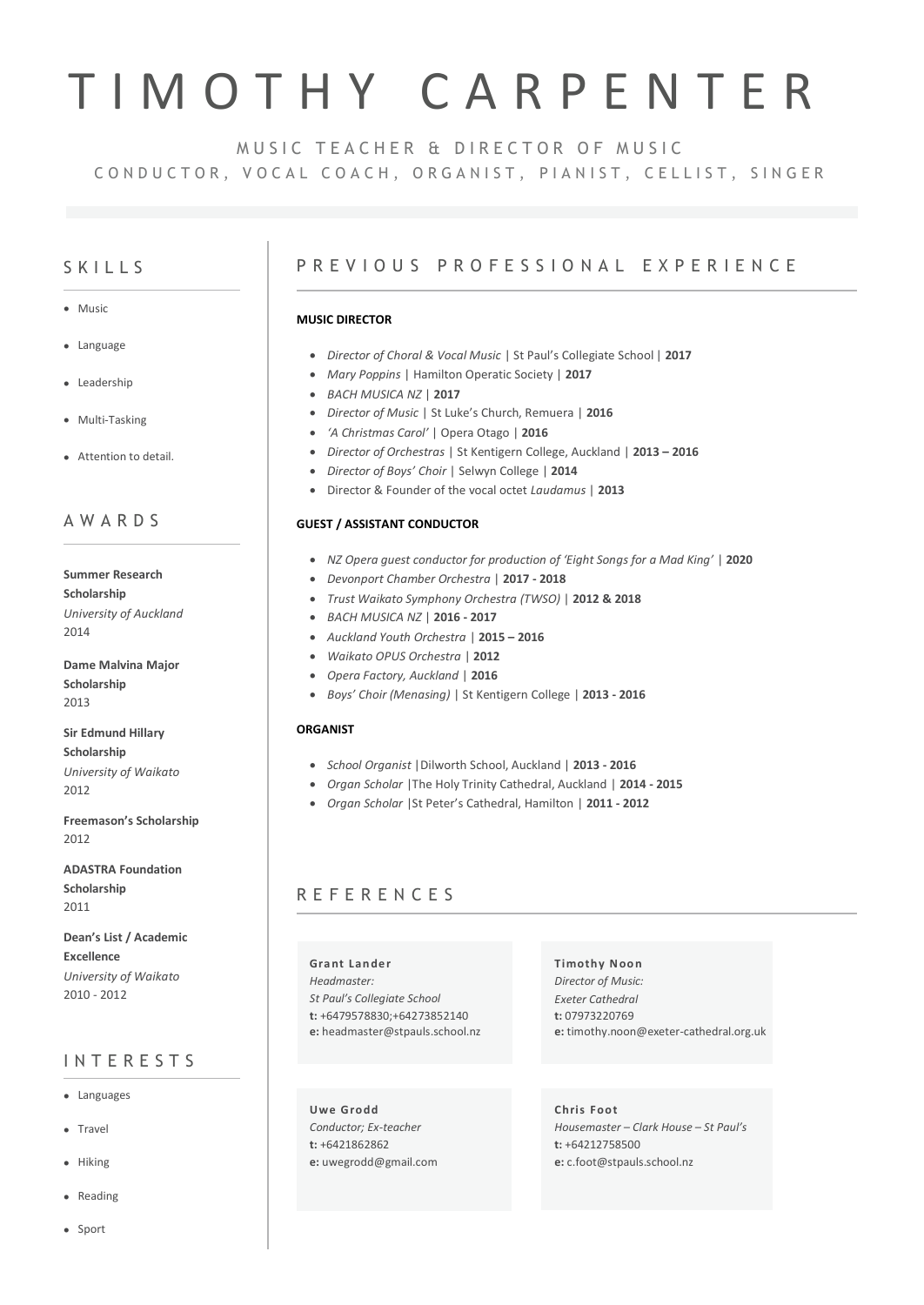# TIMOTHY CARPENTER

MUSIC TEACHER & DIRECTOR OF MUSIC

CONDUCTOR, VOCAL COACH, ORGANIST, PIANIST, CELLIST, SINGER

## SKILLS

- Music
- Language
- Leadership
- Multi-Tasking
- Attention to detail.

## AWARDS

**Summer Research Scholarship**
*University of Auckland*
2014

**Dame Malvina Major Scholarship**
2013

**Sir Edmund Hillary Scholarship**
*University of Waikato*
2012

**Freemason's Scholarship**
2012

**ADASTRA Foundation Scholarship**
2011

**Dean's List / Academic Excellence**
*University of Waikato*
2010 - 2012

## INTERESTS

- Languages
- Travel
- Hiking
- Reading
- Sport

## PREVIOUS PROFESSIONAL EXPERIENCE

**MUSIC DIRECTOR**

- *Director of Choral & Vocal Music* | St Paul's Collegiate School | **2017**
- *Mary Poppins* | Hamilton Operatic Society | **2017**
- *BACH MUSICA NZ* | **2017**
- *Director of Music* | St Luke's Church, Remuera | **2016**
- *'A Christmas Carol'* | Opera Otago | **2016**
- *Director of Orchestras* | St Kentigern College, Auckland | **2013 – 2016**
- *Director of Boys' Choir* | Selwyn College | **2014**
- Director & Founder of the vocal octet *Laudamus* | **2013**

**GUEST / ASSISTANT CONDUCTOR**

- *NZ Opera guest conductor for production of 'Eight Songs for a Mad King'* | **2020**
- *Devonport Chamber Orchestra* | **2017 - 2018**
- *Trust Waikato Symphony Orchestra (TWSO)* | **2012 & 2018**
- *BACH MUSICA NZ* | **2016 - 2017**
- *Auckland Youth Orchestra* | **2015 – 2016**
- *Waikato OPUS Orchestra* | **2012**
- *Opera Factory, Auckland* | **2016**
- *Boys' Choir (Menasing)* | St Kentigern College | **2013 - 2016**

**ORGANIST**

- *School Organist* |Dilworth School, Auckland | **2013 - 2016**
- *Organ Scholar* |The Holy Trinity Cathedral, Auckland | **2014 - 2015**
- *Organ Scholar* |St Peter's Cathedral, Hamilton | **2011 - 2012**

## REFERENCES

**Grant Lander**
*Headmaster:*
*St Paul's Collegiate School*
**t:** +6479578830;+64273852140
**e:** headmaster@stpauls.school.nz

**Timothy Noon**
*Director of Music:*
*Exeter Cathedral*
**t:** 07973220769
**e:** timothy.noon@exeter-cathedral.org.uk

**Uwe Grodd**
*Conductor; Ex-teacher*
**t:** +6421862862
**e:** uwegrodd@gmail.com

**Chris Foot**
*Housemaster – Clark House – St Paul's*
**t:** +64212758500
**e:** c.foot@stpauls.school.nz